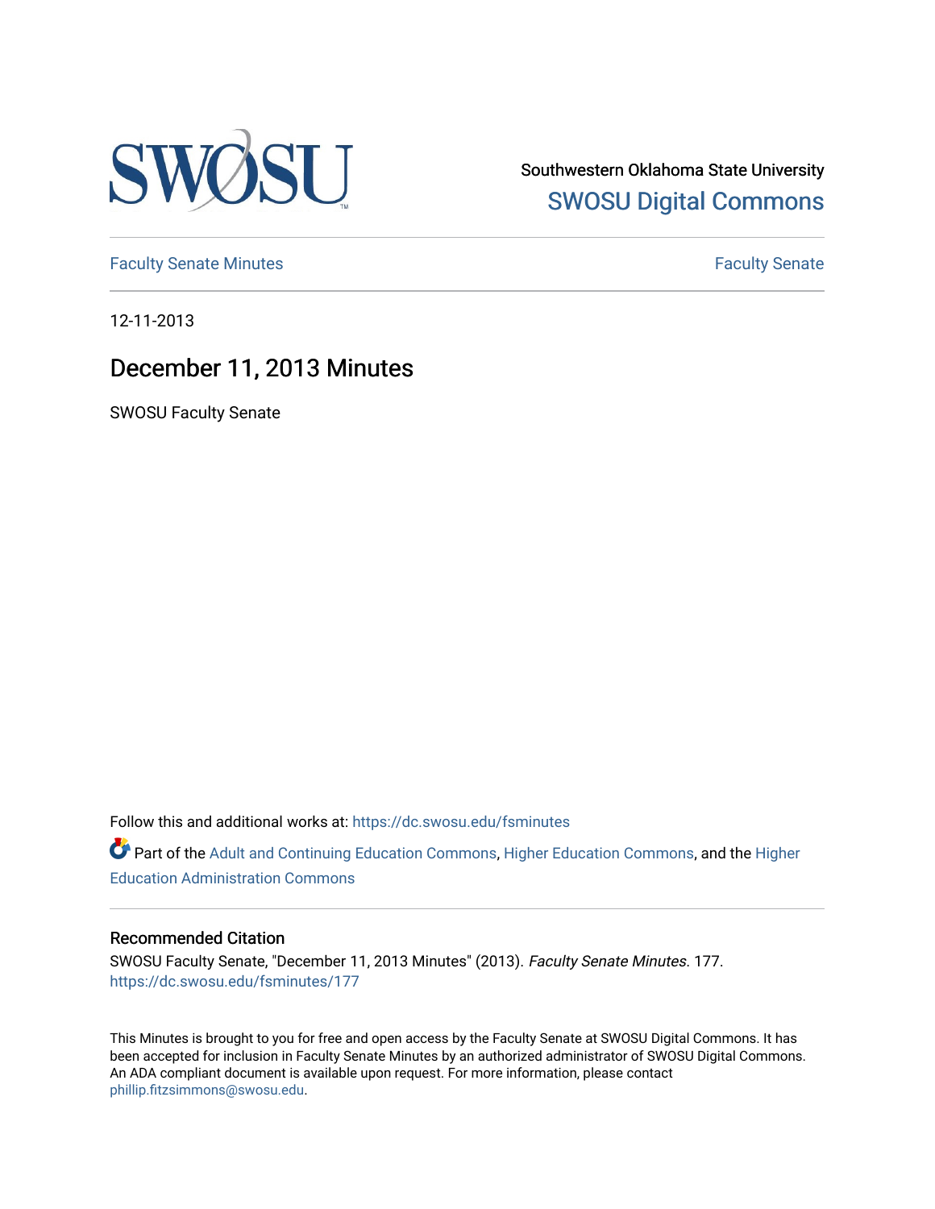SWOSU

Southwestern Oklahoma State University
SWOSU Digital Commons

Faculty Senate Minutes

Faculty Senate

12-11-2013

# December 11, 2013 Minutes

SWOSU Faculty Senate

Follow this and additional works at: https://dc.swosu.edu/fsminutes

Part of the Adult and Continuing Education Commons, Higher Education Commons, and the Higher Education Administration Commons

### Recommended Citation

SWOSU Faculty Senate, "December 11, 2013 Minutes" (2013). *Faculty Senate Minutes*. 177.
https://dc.swosu.edu/fsminutes/177

This Minutes is brought to you for free and open access by the Faculty Senate at SWOSU Digital Commons. It has been accepted for inclusion in Faculty Senate Minutes by an authorized administrator of SWOSU Digital Commons. An ADA compliant document is available upon request. For more information, please contact phillip.fitzsimmons@swosu.edu.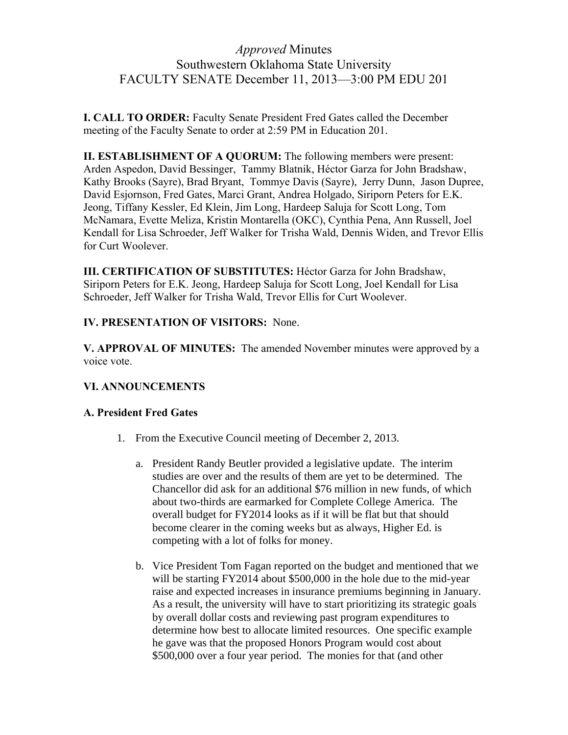# *Approved* Minutes
# Southwestern Oklahoma State University
# FACULTY SENATE December 11, 2013—3:00 PM EDU 201

**I. CALL TO ORDER:** Faculty Senate President Fred Gates called the December meeting of the Faculty Senate to order at 2:59 PM in Education 201.

**II. ESTABLISHMENT OF A QUORUM:** The following members were present: Arden Aspedon, David Bessinger, Tammy Blatnik, Héctor Garza for John Bradshaw, Kathy Brooks (Sayre), Brad Bryant, Tommye Davis (Sayre), Jerry Dunn, Jason Dupree, David Esjornson, Fred Gates, Marci Grant, Andrea Holgado, Siriporn Peters for E.K. Jeong, Tiffany Kessler, Ed Klein, Jim Long, Hardeep Saluja for Scott Long, Tom McNamara, Evette Meliza, Kristin Montarella (OKC), Cynthia Pena, Ann Russell, Joel Kendall for Lisa Schroeder, Jeff Walker for Trisha Wald, Dennis Widen, and Trevor Ellis for Curt Woolever.

**III. CERTIFICATION OF SUBSTITUTES:** Héctor Garza for John Bradshaw, Siriporn Peters for E.K. Jeong, Hardeep Saluja for Scott Long, Joel Kendall for Lisa Schroeder, Jeff Walker for Trisha Wald, Trevor Ellis for Curt Woolever.

**IV. PRESENTATION OF VISITORS:** None.

**V. APPROVAL OF MINUTES:** The amended November minutes were approved by a voice vote.

**VI. ANNOUNCEMENTS**

**A. President Fred Gates**

1. From the Executive Council meeting of December 2, 2013.

   a. President Randy Beutler provided a legislative update. The interim studies are over and the results of them are yet to be determined. The Chancellor did ask for an additional $76 million in new funds, of which about two-thirds are earmarked for Complete College America. The overall budget for FY2014 looks as if it will be flat but that should become clearer in the coming weeks but as always, Higher Ed. is competing with a lot of folks for money.

   b. Vice President Tom Fagan reported on the budget and mentioned that we will be starting FY2014 about $500,000 in the hole due to the mid-year raise and expected increases in insurance premiums beginning in January. As a result, the university will have to start prioritizing its strategic goals by overall dollar costs and reviewing past program expenditures to determine how best to allocate limited resources. One specific example he gave was that the proposed Honors Program would cost about $500,000 over a four year period. The monies for that (and other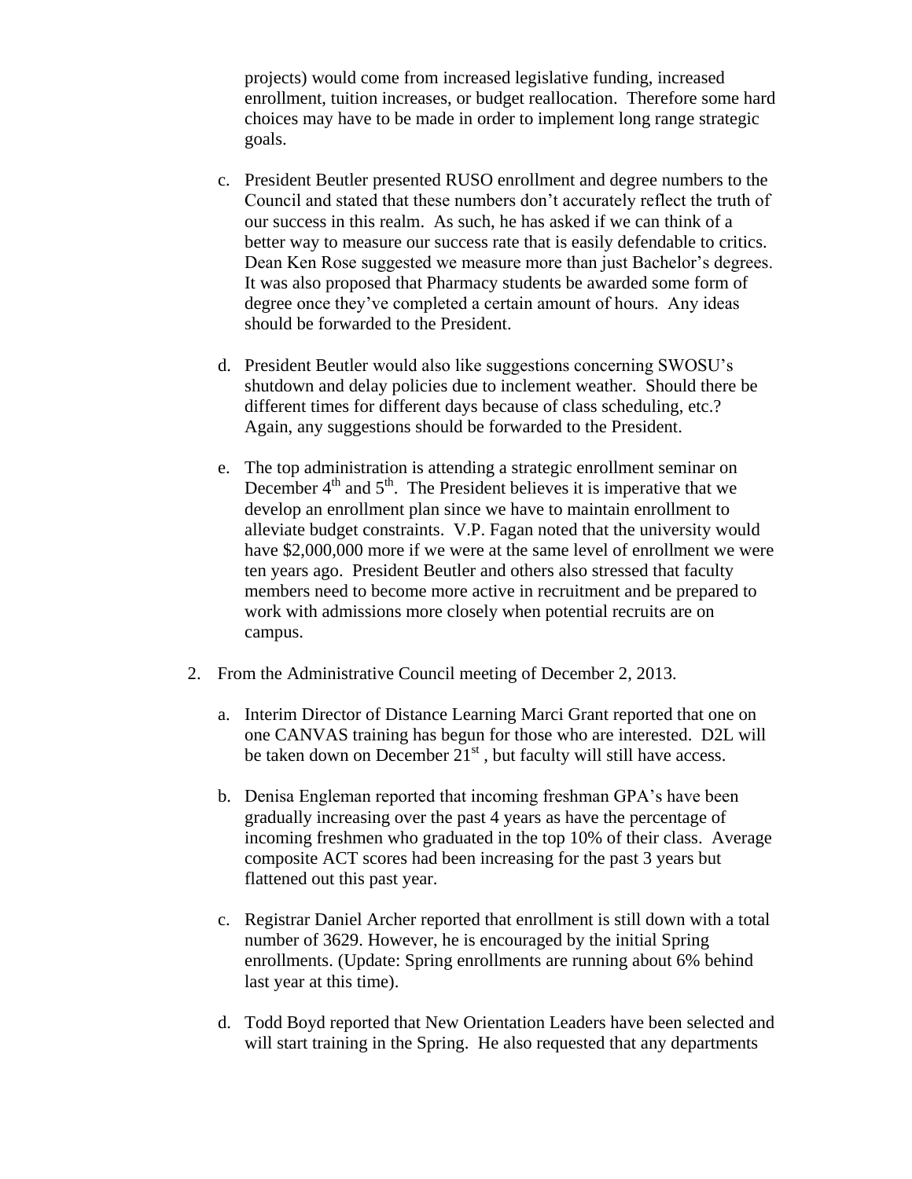projects) would come from increased legislative funding, increased enrollment, tuition increases, or budget reallocation. Therefore some hard choices may have to be made in order to implement long range strategic goals.

c. President Beutler presented RUSO enrollment and degree numbers to the Council and stated that these numbers don't accurately reflect the truth of our success in this realm. As such, he has asked if we can think of a better way to measure our success rate that is easily defendable to critics. Dean Ken Rose suggested we measure more than just Bachelor's degrees. It was also proposed that Pharmacy students be awarded some form of degree once they've completed a certain amount of hours. Any ideas should be forwarded to the President.

d. President Beutler would also like suggestions concerning SWOSU's shutdown and delay policies due to inclement weather. Should there be different times for different days because of class scheduling, etc.? Again, any suggestions should be forwarded to the President.

e. The top administration is attending a strategic enrollment seminar on December 4th and 5th. The President believes it is imperative that we develop an enrollment plan since we have to maintain enrollment to alleviate budget constraints. V.P. Fagan noted that the university would have $2,000,000 more if we were at the same level of enrollment we were ten years ago. President Beutler and others also stressed that faculty members need to become more active in recruitment and be prepared to work with admissions more closely when potential recruits are on campus.

2. From the Administrative Council meeting of December 2, 2013.

   a. Interim Director of Distance Learning Marci Grant reported that one on one CANVAS training has begun for those who are interested. D2L will be taken down on December 21st , but faculty will still have access.

   b. Denisa Engleman reported that incoming freshman GPA's have been gradually increasing over the past 4 years as have the percentage of incoming freshmen who graduated in the top 10% of their class. Average composite ACT scores had been increasing for the past 3 years but flattened out this past year.

   c. Registrar Daniel Archer reported that enrollment is still down with a total number of 3629. However, he is encouraged by the initial Spring enrollments. (Update: Spring enrollments are running about 6% behind last year at this time).

   d. Todd Boyd reported that New Orientation Leaders have been selected and will start training in the Spring. He also requested that any departments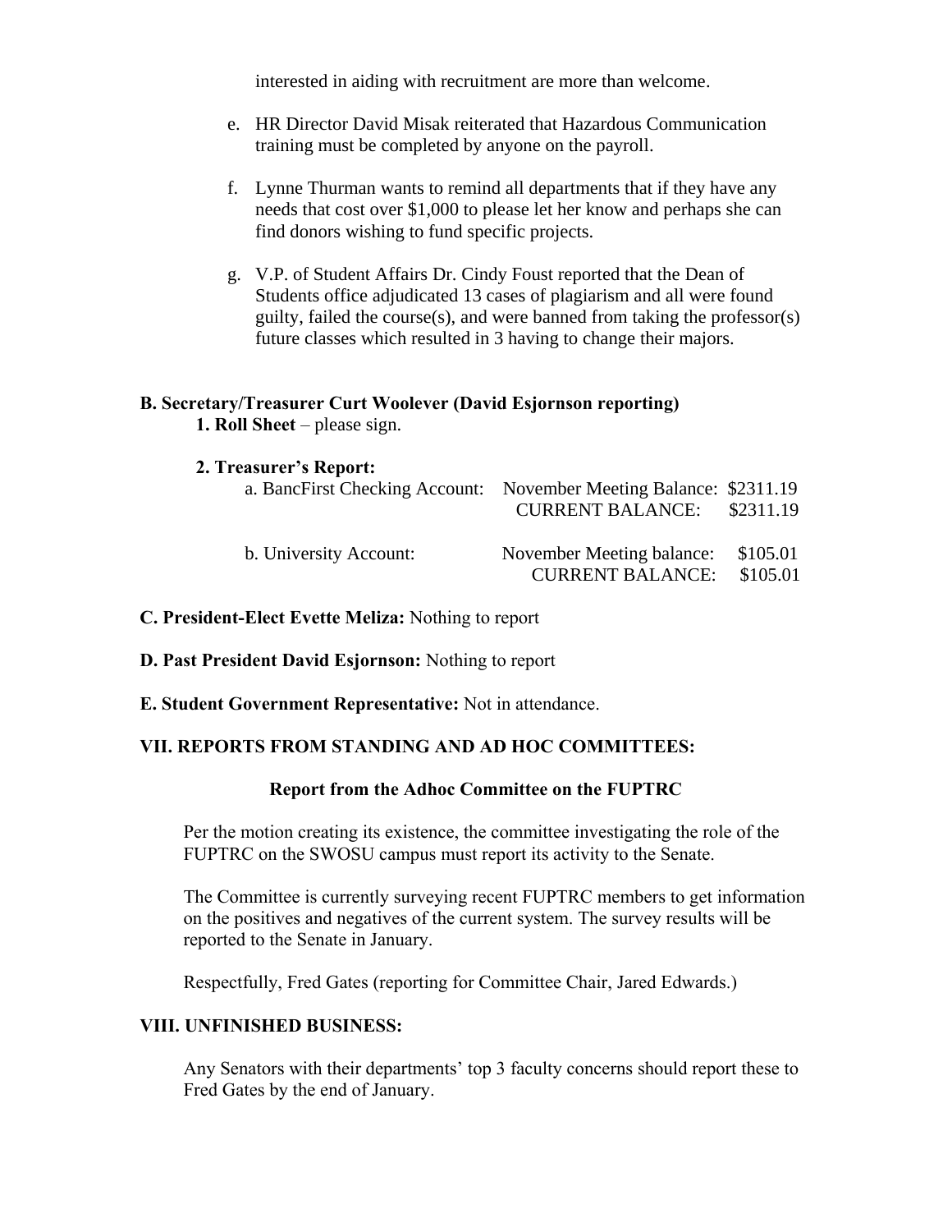interested in aiding with recruitment are more than welcome.

e. HR Director David Misak reiterated that Hazardous Communication training must be completed by anyone on the payroll.

f. Lynne Thurman wants to remind all departments that if they have any needs that cost over $1,000 to please let her know and perhaps she can find donors wishing to fund specific projects.

g. V.P. of Student Affairs Dr. Cindy Foust reported that the Dean of Students office adjudicated 13 cases of plagiarism and all were found guilty, failed the course(s), and were banned from taking the professor(s) future classes which resulted in 3 having to change their majors.

**B. Secretary/Treasurer Curt Woolever (David Esjornson reporting)**

**1. Roll Sheet** – please sign.

**2. Treasurer's Report:**

| | | |
|---|---|---|
| a. BancFirst Checking Account: | November Meeting Balance: | $2311.19 |
| | CURRENT BALANCE: | $2311.19 |
| b. University Account: | November Meeting balance: | $105.01 |
| | CURRENT BALANCE: | $105.01 |

**C. President-Elect Evette Meliza:** Nothing to report

**D. Past President David Esjornson:** Nothing to report

**E. Student Government Representative:** Not in attendance.

## VII. REPORTS FROM STANDING AND AD HOC COMMITTEES:

**Report from the Adhoc Committee on the FUPTRC**

Per the motion creating its existence, the committee investigating the role of the FUPTRC on the SWOSU campus must report its activity to the Senate.

The Committee is currently surveying recent FUPTRC members to get information on the positives and negatives of the current system. The survey results will be reported to the Senate in January.

Respectfully, Fred Gates (reporting for Committee Chair, Jared Edwards.)

## VIII. UNFINISHED BUSINESS:

Any Senators with their departments' top 3 faculty concerns should report these to Fred Gates by the end of January.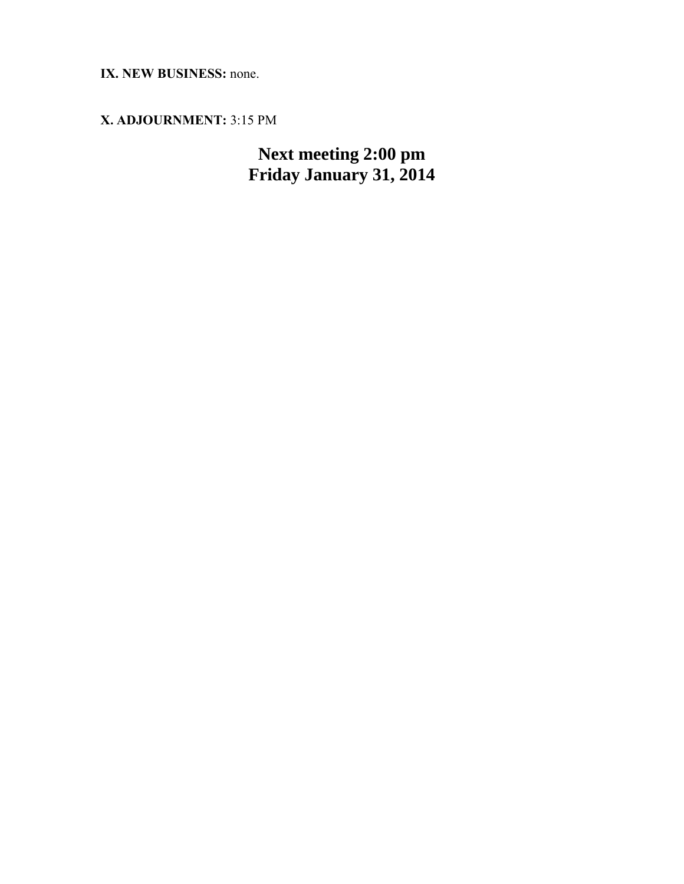**IX. NEW BUSINESS:** none.

**X. ADJOURNMENT:** 3:15 PM

**Next meeting 2:00 pm**
**Friday January 31, 2014**